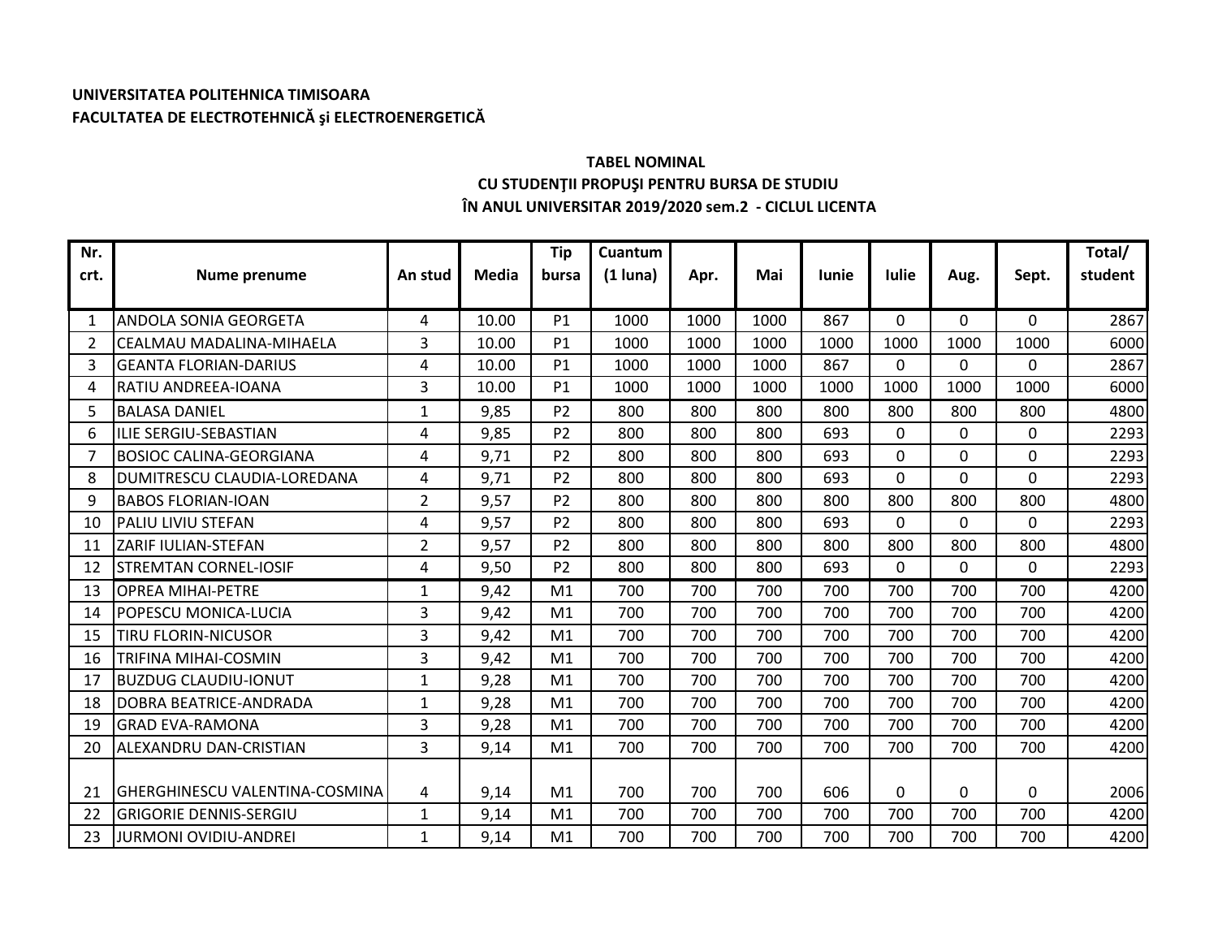**UNIVERSITATEA POLITEHNICA TIMISOARA**
**FACULTATEA DE ELECTROTEHNICĂ şi ELECTROENERGETICĂ**

**TABEL NOMINAL**
**CU STUDENŢII PROPUŞI PENTRU BURSA DE STUDIU**
**ÎN ANUL UNIVERSITAR 2019/2020 sem.2 - CICLUL LICENTA**

| Nr. crt. | Nume prenume | An stud | Media | Tip bursa | Cuantum (1 luna) | Apr. | Mai | Iunie | Iulie | Aug. | Sept. | Total/ student |
|---|---|---|---|---|---|---|---|---|---|---|---|---|
| 1 | ANDOLA SONIA GEORGETA | 4 | 10.00 | P1 | 1000 | 1000 | 1000 | 867 | 0 | 0 | 0 | 2867 |
| 2 | CEALMAU MADALINA-MIHAELA | 3 | 10.00 | P1 | 1000 | 1000 | 1000 | 1000 | 1000 | 1000 | 1000 | 6000 |
| 3 | GEANTA FLORIAN-DARIUS | 4 | 10.00 | P1 | 1000 | 1000 | 1000 | 867 | 0 | 0 | 0 | 2867 |
| 4 | RATIU ANDREEA-IOANA | 3 | 10.00 | P1 | 1000 | 1000 | 1000 | 1000 | 1000 | 1000 | 1000 | 6000 |
| 5 | BALASA DANIEL | 1 | 9,85 | P2 | 800 | 800 | 800 | 800 | 800 | 800 | 800 | 4800 |
| 6 | ILIE SERGIU-SEBASTIAN | 4 | 9,85 | P2 | 800 | 800 | 800 | 693 | 0 | 0 | 0 | 2293 |
| 7 | BOSIOC CALINA-GEORGIANA | 4 | 9,71 | P2 | 800 | 800 | 800 | 693 | 0 | 0 | 0 | 2293 |
| 8 | DUMITRESCU CLAUDIA-LOREDANA | 4 | 9,71 | P2 | 800 | 800 | 800 | 693 | 0 | 0 | 0 | 2293 |
| 9 | BABOS FLORIAN-IOAN | 2 | 9,57 | P2 | 800 | 800 | 800 | 800 | 800 | 800 | 800 | 4800 |
| 10 | PALIU LIVIU STEFAN | 4 | 9,57 | P2 | 800 | 800 | 800 | 693 | 0 | 0 | 0 | 2293 |
| 11 | ZARIF IULIAN-STEFAN | 2 | 9,57 | P2 | 800 | 800 | 800 | 800 | 800 | 800 | 800 | 4800 |
| 12 | STREMTAN CORNEL-IOSIF | 4 | 9,50 | P2 | 800 | 800 | 800 | 693 | 0 | 0 | 0 | 2293 |
| 13 | OPREA MIHAI-PETRE | 1 | 9,42 | M1 | 700 | 700 | 700 | 700 | 700 | 700 | 700 | 4200 |
| 14 | POPESCU MONICA-LUCIA | 3 | 9,42 | M1 | 700 | 700 | 700 | 700 | 700 | 700 | 700 | 4200 |
| 15 | TIRU FLORIN-NICUSOR | 3 | 9,42 | M1 | 700 | 700 | 700 | 700 | 700 | 700 | 700 | 4200 |
| 16 | TRIFINA MIHAI-COSMIN | 3 | 9,42 | M1 | 700 | 700 | 700 | 700 | 700 | 700 | 700 | 4200 |
| 17 | BUZDUG CLAUDIU-IONUT | 1 | 9,28 | M1 | 700 | 700 | 700 | 700 | 700 | 700 | 700 | 4200 |
| 18 | DOBRA BEATRICE-ANDRADA | 1 | 9,28 | M1 | 700 | 700 | 700 | 700 | 700 | 700 | 700 | 4200 |
| 19 | GRAD EVA-RAMONA | 3 | 9,28 | M1 | 700 | 700 | 700 | 700 | 700 | 700 | 700 | 4200 |
| 20 | ALEXANDRU DAN-CRISTIAN | 3 | 9,14 | M1 | 700 | 700 | 700 | 700 | 700 | 700 | 700 | 4200 |
| 21 | GHERGHINESCU VALENTINA-COSMINA | 4 | 9,14 | M1 | 700 | 700 | 700 | 606 | 0 | 0 | 0 | 2006 |
| 22 | GRIGORIE DENNIS-SERGIU | 1 | 9,14 | M1 | 700 | 700 | 700 | 700 | 700 | 700 | 700 | 4200 |
| 23 | JURMONI OVIDIU-ANDREI | 1 | 9,14 | M1 | 700 | 700 | 700 | 700 | 700 | 700 | 700 | 4200 |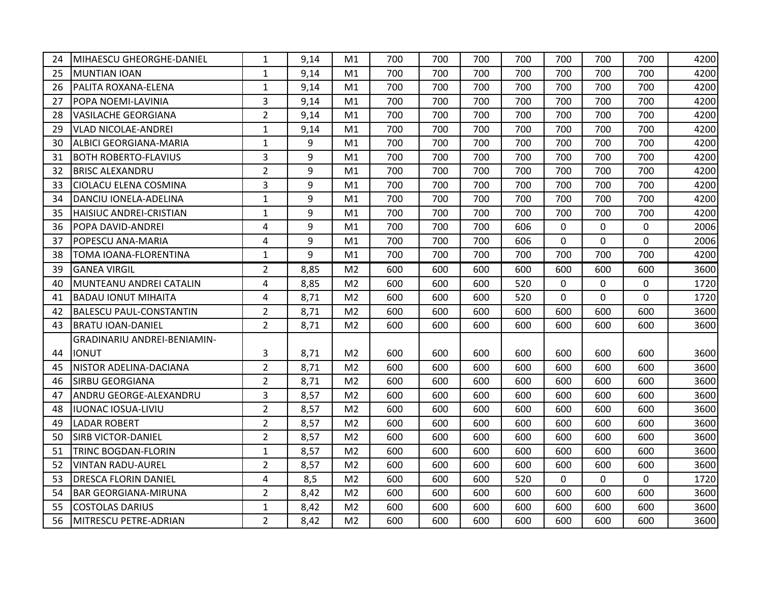| | | | | | | | | | | | | |
|---|---|---|---|---|---|---|---|---|---|---|---|---|
| 24 | MIHAESCU GHEORGHE-DANIEL | 1 | 9,14 | M1 | 700 | 700 | 700 | 700 | 700 | 700 | 700 | 4200 |
| 25 | MUNTIAN IOAN | 1 | 9,14 | M1 | 700 | 700 | 700 | 700 | 700 | 700 | 700 | 4200 |
| 26 | PALITA ROXANA-ELENA | 1 | 9,14 | M1 | 700 | 700 | 700 | 700 | 700 | 700 | 700 | 4200 |
| 27 | POPA NOEMI-LAVINIA | 3 | 9,14 | M1 | 700 | 700 | 700 | 700 | 700 | 700 | 700 | 4200 |
| 28 | VASILACHE GEORGIANA | 2 | 9,14 | M1 | 700 | 700 | 700 | 700 | 700 | 700 | 700 | 4200 |
| 29 | VLAD NICOLAE-ANDREI | 1 | 9,14 | M1 | 700 | 700 | 700 | 700 | 700 | 700 | 700 | 4200 |
| 30 | ALBICI GEORGIANA-MARIA | 1 | 9 | M1 | 700 | 700 | 700 | 700 | 700 | 700 | 700 | 4200 |
| 31 | BOTH ROBERTO-FLAVIUS | 3 | 9 | M1 | 700 | 700 | 700 | 700 | 700 | 700 | 700 | 4200 |
| 32 | BRISC ALEXANDRU | 2 | 9 | M1 | 700 | 700 | 700 | 700 | 700 | 700 | 700 | 4200 |
| 33 | CIOLACU ELENA COSMINA | 3 | 9 | M1 | 700 | 700 | 700 | 700 | 700 | 700 | 700 | 4200 |
| 34 | DANCIU IONELA-ADELINA | 1 | 9 | M1 | 700 | 700 | 700 | 700 | 700 | 700 | 700 | 4200 |
| 35 | HAISIUC ANDREI-CRISTIAN | 1 | 9 | M1 | 700 | 700 | 700 | 700 | 700 | 700 | 700 | 4200 |
| 36 | POPA DAVID-ANDREI | 4 | 9 | M1 | 700 | 700 | 700 | 606 | 0 | 0 | 0 | 2006 |
| 37 | POPESCU ANA-MARIA | 4 | 9 | M1 | 700 | 700 | 700 | 606 | 0 | 0 | 0 | 2006 |
| 38 | TOMA IOANA-FLORENTINA | 1 | 9 | M1 | 700 | 700 | 700 | 700 | 700 | 700 | 700 | 4200 |
| 39 | GANEA VIRGIL | 2 | 8,85 | M2 | 600 | 600 | 600 | 600 | 600 | 600 | 600 | 3600 |
| 40 | MUNTEANU ANDREI CATALIN | 4 | 8,85 | M2 | 600 | 600 | 600 | 520 | 0 | 0 | 0 | 1720 |
| 41 | BADAU IONUT MIHAITA | 4 | 8,71 | M2 | 600 | 600 | 600 | 520 | 0 | 0 | 0 | 1720 |
| 42 | BALESCU PAUL-CONSTANTIN | 2 | 8,71 | M2 | 600 | 600 | 600 | 600 | 600 | 600 | 600 | 3600 |
| 43 | BRATU IOAN-DANIEL | 2 | 8,71 | M2 | 600 | 600 | 600 | 600 | 600 | 600 | 600 | 3600 |
| 44 | GRADINARIU ANDREI-BENIAMIN-IONUT | 3 | 8,71 | M2 | 600 | 600 | 600 | 600 | 600 | 600 | 600 | 3600 |
| 45 | NISTOR ADELINA-DACIANA | 2 | 8,71 | M2 | 600 | 600 | 600 | 600 | 600 | 600 | 600 | 3600 |
| 46 | SIRBU GEORGIANA | 2 | 8,71 | M2 | 600 | 600 | 600 | 600 | 600 | 600 | 600 | 3600 |
| 47 | ANDRU GEORGE-ALEXANDRU | 3 | 8,57 | M2 | 600 | 600 | 600 | 600 | 600 | 600 | 600 | 3600 |
| 48 | IUONAC IOSUA-LIVIU | 2 | 8,57 | M2 | 600 | 600 | 600 | 600 | 600 | 600 | 600 | 3600 |
| 49 | LADAR ROBERT | 2 | 8,57 | M2 | 600 | 600 | 600 | 600 | 600 | 600 | 600 | 3600 |
| 50 | SIRB VICTOR-DANIEL | 2 | 8,57 | M2 | 600 | 600 | 600 | 600 | 600 | 600 | 600 | 3600 |
| 51 | TRINC BOGDAN-FLORIN | 1 | 8,57 | M2 | 600 | 600 | 600 | 600 | 600 | 600 | 600 | 3600 |
| 52 | VINTAN RADU-AUREL | 2 | 8,57 | M2 | 600 | 600 | 600 | 600 | 600 | 600 | 600 | 3600 |
| 53 | DRESCA FLORIN DANIEL | 4 | 8,5 | M2 | 600 | 600 | 600 | 520 | 0 | 0 | 0 | 1720 |
| 54 | BAR GEORGIANA-MIRUNA | 2 | 8,42 | M2 | 600 | 600 | 600 | 600 | 600 | 600 | 600 | 3600 |
| 55 | COSTOLAS DARIUS | 1 | 8,42 | M2 | 600 | 600 | 600 | 600 | 600 | 600 | 600 | 3600 |
| 56 | MITRESCU PETRE-ADRIAN | 2 | 8,42 | M2 | 600 | 600 | 600 | 600 | 600 | 600 | 600 | 3600 |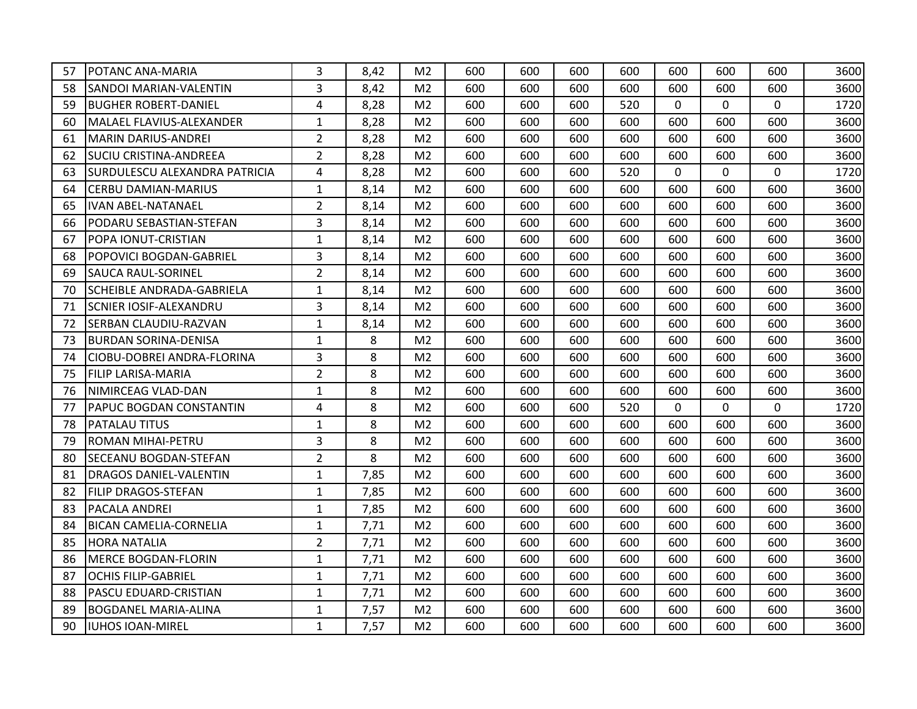| 57 | POTANC ANA-MARIA | 3 | 8,42 | M2 | 600 | 600 | 600 | 600 | 600 | 600 | 600 | 3600 |
|---|---|---|---|---|---|---|---|---|---|---|---|---|
| 58 | SANDOI MARIAN-VALENTIN | 3 | 8,42 | M2 | 600 | 600 | 600 | 600 | 600 | 600 | 600 | 3600 |
| 59 | BUGHER ROBERT-DANIEL | 4 | 8,28 | M2 | 600 | 600 | 600 | 520 | 0 | 0 | 0 | 1720 |
| 60 | MALAEL FLAVIUS-ALEXANDER | 1 | 8,28 | M2 | 600 | 600 | 600 | 600 | 600 | 600 | 600 | 3600 |
| 61 | MARIN DARIUS-ANDREI | 2 | 8,28 | M2 | 600 | 600 | 600 | 600 | 600 | 600 | 600 | 3600 |
| 62 | SUCIU CRISTINA-ANDREEA | 2 | 8,28 | M2 | 600 | 600 | 600 | 600 | 600 | 600 | 600 | 3600 |
| 63 | SURDULESCU ALEXANDRA PATRICIA | 4 | 8,28 | M2 | 600 | 600 | 600 | 520 | 0 | 0 | 0 | 1720 |
| 64 | CERBU DAMIAN-MARIUS | 1 | 8,14 | M2 | 600 | 600 | 600 | 600 | 600 | 600 | 600 | 3600 |
| 65 | IVAN ABEL-NATANAEL | 2 | 8,14 | M2 | 600 | 600 | 600 | 600 | 600 | 600 | 600 | 3600 |
| 66 | PODARU SEBASTIAN-STEFAN | 3 | 8,14 | M2 | 600 | 600 | 600 | 600 | 600 | 600 | 600 | 3600 |
| 67 | POPA IONUT-CRISTIAN | 1 | 8,14 | M2 | 600 | 600 | 600 | 600 | 600 | 600 | 600 | 3600 |
| 68 | POPOVICI BOGDAN-GABRIEL | 3 | 8,14 | M2 | 600 | 600 | 600 | 600 | 600 | 600 | 600 | 3600 |
| 69 | SAUCA RAUL-SORINEL | 2 | 8,14 | M2 | 600 | 600 | 600 | 600 | 600 | 600 | 600 | 3600 |
| 70 | SCHEIBLE ANDRADA-GABRIELA | 1 | 8,14 | M2 | 600 | 600 | 600 | 600 | 600 | 600 | 600 | 3600 |
| 71 | SCNIER IOSIF-ALEXANDRU | 3 | 8,14 | M2 | 600 | 600 | 600 | 600 | 600 | 600 | 600 | 3600 |
| 72 | SERBAN CLAUDIU-RAZVAN | 1 | 8,14 | M2 | 600 | 600 | 600 | 600 | 600 | 600 | 600 | 3600 |
| 73 | BURDAN SORINA-DENISA | 1 | 8 | M2 | 600 | 600 | 600 | 600 | 600 | 600 | 600 | 3600 |
| 74 | CIOBU-DOBREI ANDRA-FLORINA | 3 | 8 | M2 | 600 | 600 | 600 | 600 | 600 | 600 | 600 | 3600 |
| 75 | FILIP LARISA-MARIA | 2 | 8 | M2 | 600 | 600 | 600 | 600 | 600 | 600 | 600 | 3600 |
| 76 | NIMIRCEAG VLAD-DAN | 1 | 8 | M2 | 600 | 600 | 600 | 600 | 600 | 600 | 600 | 3600 |
| 77 | PAPUC BOGDAN CONSTANTIN | 4 | 8 | M2 | 600 | 600 | 600 | 520 | 0 | 0 | 0 | 1720 |
| 78 | PATALAU TITUS | 1 | 8 | M2 | 600 | 600 | 600 | 600 | 600 | 600 | 600 | 3600 |
| 79 | ROMAN MIHAI-PETRU | 3 | 8 | M2 | 600 | 600 | 600 | 600 | 600 | 600 | 600 | 3600 |
| 80 | SECEANU BOGDAN-STEFAN | 2 | 8 | M2 | 600 | 600 | 600 | 600 | 600 | 600 | 600 | 3600 |
| 81 | DRAGOS DANIEL-VALENTIN | 1 | 7,85 | M2 | 600 | 600 | 600 | 600 | 600 | 600 | 600 | 3600 |
| 82 | FILIP DRAGOS-STEFAN | 1 | 7,85 | M2 | 600 | 600 | 600 | 600 | 600 | 600 | 600 | 3600 |
| 83 | PACALA ANDREI | 1 | 7,85 | M2 | 600 | 600 | 600 | 600 | 600 | 600 | 600 | 3600 |
| 84 | BICAN CAMELIA-CORNELIA | 1 | 7,71 | M2 | 600 | 600 | 600 | 600 | 600 | 600 | 600 | 3600 |
| 85 | HORA NATALIA | 2 | 7,71 | M2 | 600 | 600 | 600 | 600 | 600 | 600 | 600 | 3600 |
| 86 | MERCE BOGDAN-FLORIN | 1 | 7,71 | M2 | 600 | 600 | 600 | 600 | 600 | 600 | 600 | 3600 |
| 87 | OCHIS FILIP-GABRIEL | 1 | 7,71 | M2 | 600 | 600 | 600 | 600 | 600 | 600 | 600 | 3600 |
| 88 | PASCU EDUARD-CRISTIAN | 1 | 7,71 | M2 | 600 | 600 | 600 | 600 | 600 | 600 | 600 | 3600 |
| 89 | BOGDANEL MARIA-ALINA | 1 | 7,57 | M2 | 600 | 600 | 600 | 600 | 600 | 600 | 600 | 3600 |
| 90 | IUHOS IOAN-MIREL | 1 | 7,57 | M2 | 600 | 600 | 600 | 600 | 600 | 600 | 600 | 3600 |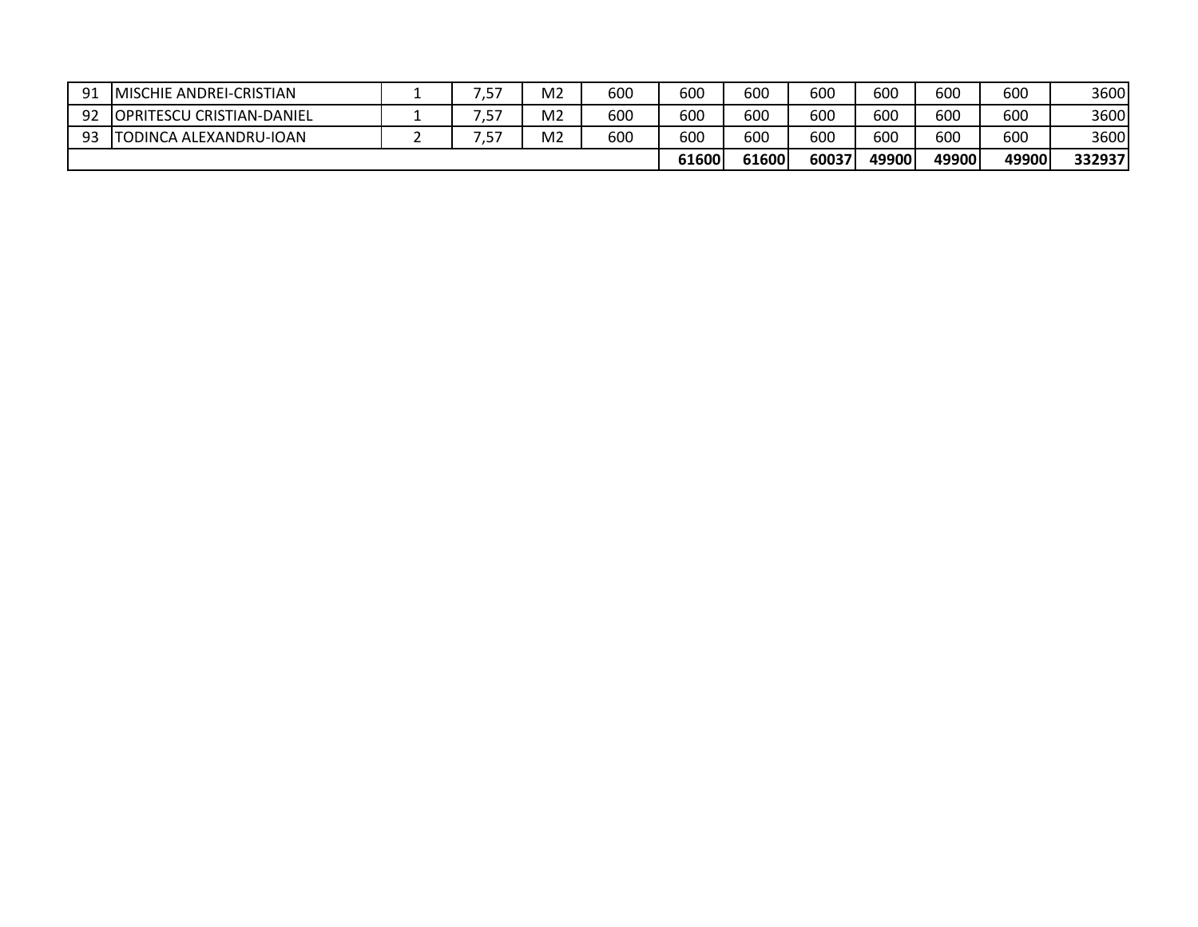| | | | | | | | | | | | | |
|---|---|---|---|---|---|---|---|---|---|---|---|---|
| 91 | MISCHIE ANDREI-CRISTIAN | 1 | 7,57 | M2 | 600 | 600 | 600 | 600 | 600 | 600 | 600 | 3600 |
| 92 | OPRITESCU CRISTIAN-DANIEL | 1 | 7,57 | M2 | 600 | 600 | 600 | 600 | 600 | 600 | 600 | 3600 |
| 93 | TODINCA ALEXANDRU-IOAN | 2 | 7,57 | M2 | 600 | 600 | 600 | 600 | 600 | 600 | 600 | 3600 |
| | | | | | | **61600** | **61600** | **60037** | **49900** | **49900** | **49900** | **332937** |